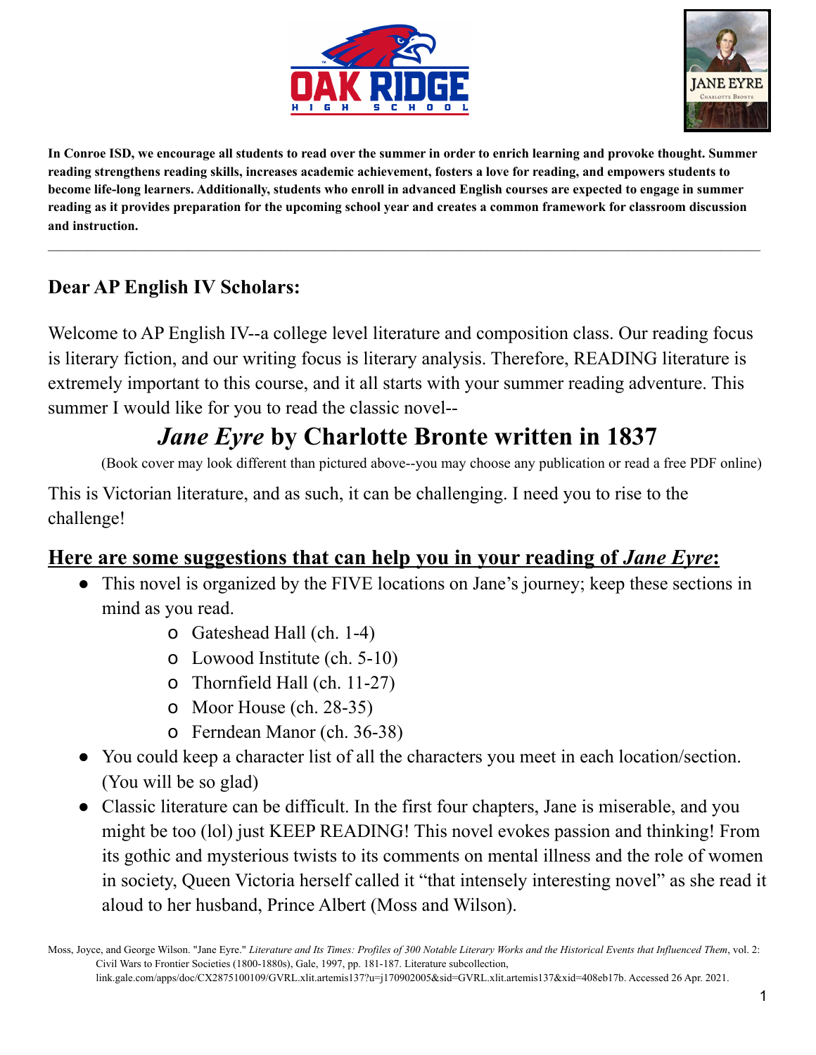**In Conroe ISD, we encourage all students to read over the summer in order to enrich learning and provoke thought. Summer reading strengthens reading skills, increases academic achievement, fosters a love for reading, and empowers students to become life-long learners. Additionally, students who enroll in advanced English courses are expected to engage in summer reading as it provides preparation for the upcoming school year and creates a common framework for classroom discussion and instruction.**

---

## Dear AP English IV Scholars:

Welcome to AP English IV--a college level literature and composition class. Our reading focus is literary fiction, and our writing focus is literary analysis. Therefore, READING literature is extremely important to this course, and it all starts with your summer reading adventure. This summer I would like for you to read the classic novel--

# *Jane Eyre* by Charlotte Bronte written in 1837

(Book cover may look different than pictured above--you may choose any publication or read a free PDF online)

This is Victorian literature, and as such, it can be challenging. I need you to rise to the challenge!

## Here are some suggestions that can help you in your reading of *Jane Eyre*:

- This novel is organized by the FIVE locations on Jane's journey; keep these sections in mind as you read.
  - Gateshead Hall (ch. 1-4)
  - Lowood Institute (ch. 5-10)
  - Thornfield Hall (ch. 11-27)
  - Moor House (ch. 28-35)
  - Ferndean Manor (ch. 36-38)
- You could keep a character list of all the characters you meet in each location/section. (You will be so glad)
- Classic literature can be difficult. In the first four chapters, Jane is miserable, and you might be too (lol) just KEEP READING! This novel evokes passion and thinking! From its gothic and mysterious twists to its comments on mental illness and the role of women in society, Queen Victoria herself called it "that intensely interesting novel" as she read it aloud to her husband, Prince Albert (Moss and Wilson).

Moss, Joyce, and George Wilson. "Jane Eyre." *Literature and Its Times: Profiles of 300 Notable Literary Works and the Historical Events that Influenced Them*, vol. 2: Civil Wars to Frontier Societies (1800-1880s), Gale, 1997, pp. 181-187. Literature subcollection, link.gale.com/apps/doc/CX2875100109/GVRL.xlit.artemis137?u=j170902005&sid=GVRL.xlit.artemis137&xid=408eb17b. Accessed 26 Apr. 2021.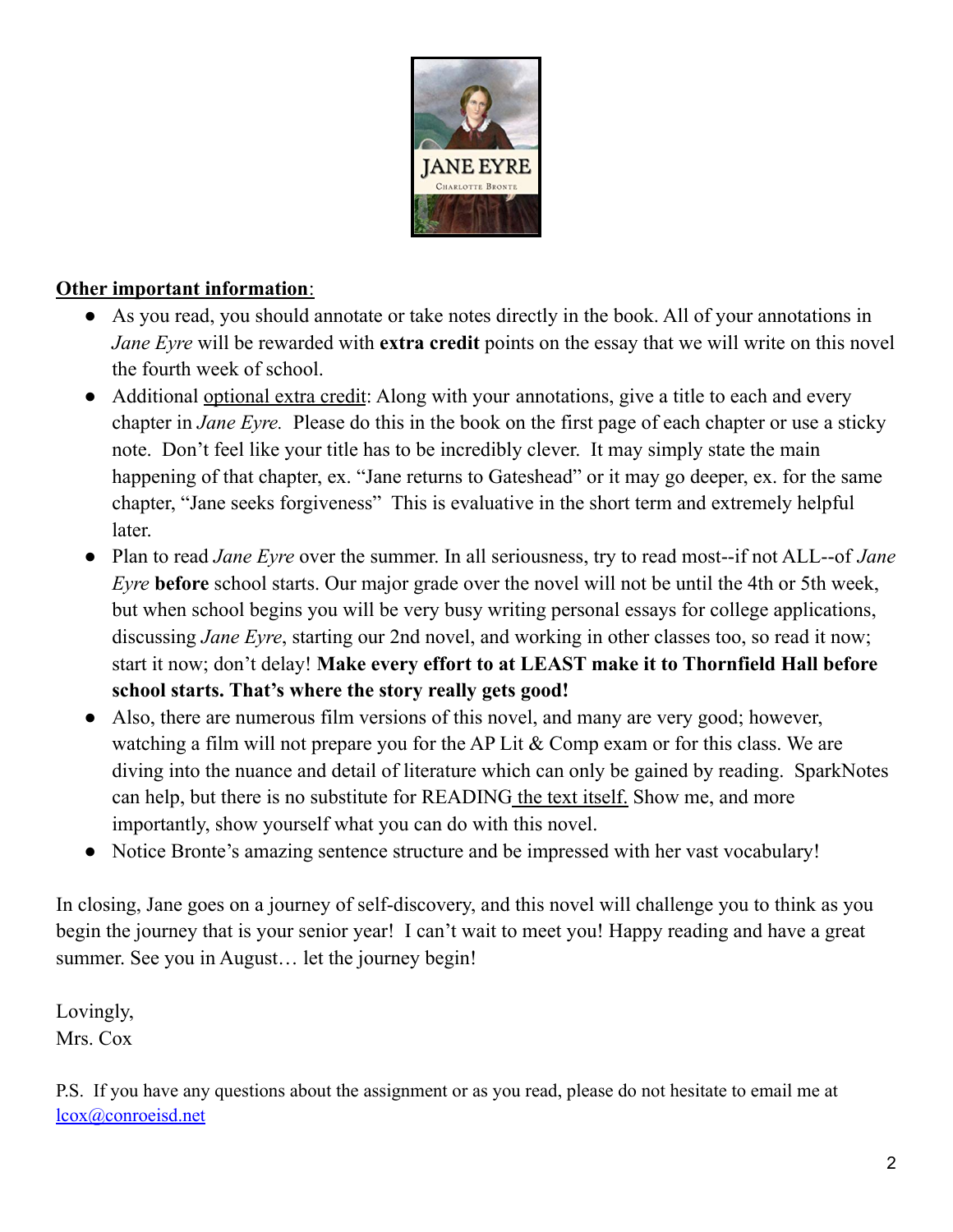**Other important information**:

- As you read, you should annotate or take notes directly in the book. All of your annotations in *Jane Eyre* will be rewarded with **extra credit** points on the essay that we will write on this novel the fourth week of school.
- Additional optional extra credit: Along with your annotations, give a title to each and every chapter in *Jane Eyre.* Please do this in the book on the first page of each chapter or use a sticky note. Don't feel like your title has to be incredibly clever. It may simply state the main happening of that chapter, ex. "Jane returns to Gateshead" or it may go deeper, ex. for the same chapter, "Jane seeks forgiveness" This is evaluative in the short term and extremely helpful later.
- Plan to read *Jane Eyre* over the summer. In all seriousness, try to read most--if not ALL--of *Jane Eyre* **before** school starts. Our major grade over the novel will not be until the 4th or 5th week, but when school begins you will be very busy writing personal essays for college applications, discussing *Jane Eyre*, starting our 2nd novel, and working in other classes too, so read it now; start it now; don't delay! **Make every effort to at LEAST make it to Thornfield Hall before school starts. That's where the story really gets good!**
- Also, there are numerous film versions of this novel, and many are very good; however, watching a film will not prepare you for the AP Lit & Comp exam or for this class. We are diving into the nuance and detail of literature which can only be gained by reading. SparkNotes can help, but there is no substitute for READING the text itself. Show me, and more importantly, show yourself what you can do with this novel.
- Notice Bronte's amazing sentence structure and be impressed with her vast vocabulary!

In closing, Jane goes on a journey of self-discovery, and this novel will challenge you to think as you begin the journey that is your senior year! I can't wait to meet you! Happy reading and have a great summer. See you in August… let the journey begin!

Lovingly,
Mrs. Cox

P.S. If you have any questions about the assignment or as you read, please do not hesitate to email me at lcox@conroeisd.net